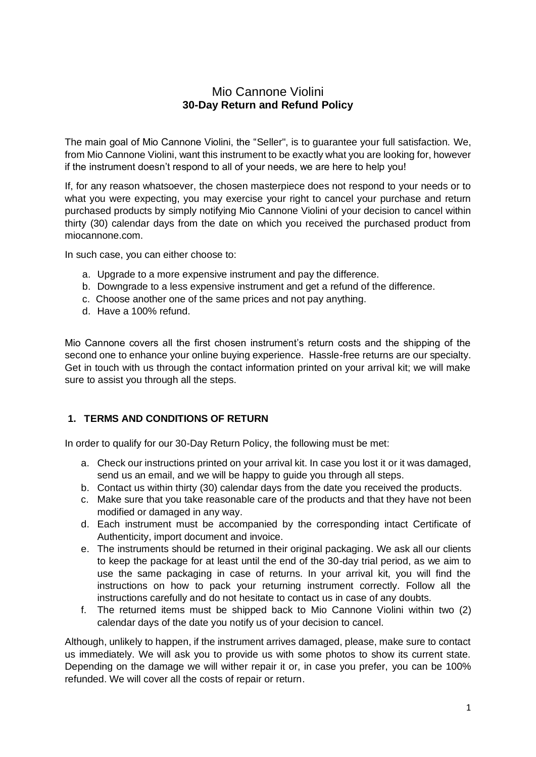# Mio Cannone Violini
## 30-Day Return and Refund Policy

The main goal of Mio Cannone Violini, the "Seller", is to guarantee your full satisfaction. We, from Mio Cannone Violini, want this instrument to be exactly what you are looking for, however if the instrument doesn't respond to all of your needs, we are here to help you!

If, for any reason whatsoever, the chosen masterpiece does not respond to your needs or to what you were expecting, you may exercise your right to cancel your purchase and return purchased products by simply notifying Mio Cannone Violini of your decision to cancel within thirty (30) calendar days from the date on which you received the purchased product from miocannone.com.

In such case, you can either choose to:

a. Upgrade to a more expensive instrument and pay the difference.
b. Downgrade to a less expensive instrument and get a refund of the difference.
c. Choose another one of the same prices and not pay anything.
d. Have a 100% refund.

Mio Cannone covers all the first chosen instrument's return costs and the shipping of the second one to enhance your online buying experience. Hassle-free returns are our specialty. Get in touch with us through the contact information printed on your arrival kit; we will make sure to assist you through all the steps.

### 1. TERMS AND CONDITIONS OF RETURN

In order to qualify for our 30-Day Return Policy, the following must be met:

a. Check our instructions printed on your arrival kit. In case you lost it or it was damaged, send us an email, and we will be happy to guide you through all steps.
b. Contact us within thirty (30) calendar days from the date you received the products.
c. Make sure that you take reasonable care of the products and that they have not been modified or damaged in any way.
d. Each instrument must be accompanied by the corresponding intact Certificate of Authenticity, import document and invoice.
e. The instruments should be returned in their original packaging. We ask all our clients to keep the package for at least until the end of the 30-day trial period, as we aim to use the same packaging in case of returns. In your arrival kit, you will find the instructions on how to pack your returning instrument correctly. Follow all the instructions carefully and do not hesitate to contact us in case of any doubts.
f. The returned items must be shipped back to Mio Cannone Violini within two (2) calendar days of the date you notify us of your decision to cancel.

Although, unlikely to happen, if the instrument arrives damaged, please, make sure to contact us immediately. We will ask you to provide us with some photos to show its current state. Depending on the damage we will wither repair it or, in case you prefer, you can be 100% refunded. We will cover all the costs of repair or return.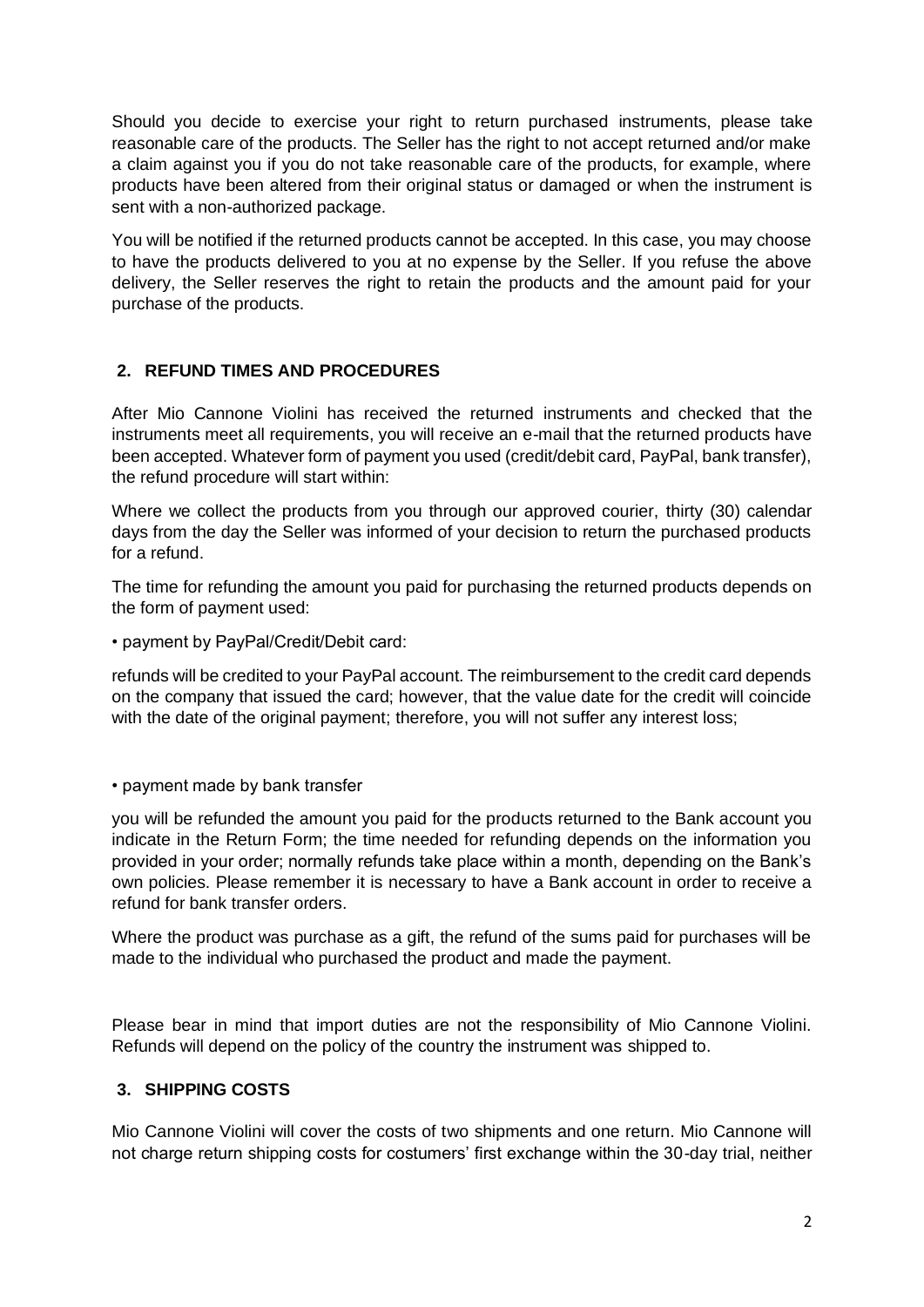Should you decide to exercise your right to return purchased instruments, please take reasonable care of the products. The Seller has the right to not accept returned and/or make a claim against you if you do not take reasonable care of the products, for example, where products have been altered from their original status or damaged or when the instrument is sent with a non-authorized package.

You will be notified if the returned products cannot be accepted. In this case, you may choose to have the products delivered to you at no expense by the Seller. If you refuse the above delivery, the Seller reserves the right to retain the products and the amount paid for your purchase of the products.

## 2. REFUND TIMES AND PROCEDURES

After Mio Cannone Violini has received the returned instruments and checked that the instruments meet all requirements, you will receive an e-mail that the returned products have been accepted. Whatever form of payment you used (credit/debit card, PayPal, bank transfer), the refund procedure will start within:

Where we collect the products from you through our approved courier, thirty (30) calendar days from the day the Seller was informed of your decision to return the purchased products for a refund.

The time for refunding the amount you paid for purchasing the returned products depends on the form of payment used:

• payment by PayPal/Credit/Debit card:

refunds will be credited to your PayPal account. The reimbursement to the credit card depends on the company that issued the card; however, that the value date for the credit will coincide with the date of the original payment; therefore, you will not suffer any interest loss;

• payment made by bank transfer

you will be refunded the amount you paid for the products returned to the Bank account you indicate in the Return Form; the time needed for refunding depends on the information you provided in your order; normally refunds take place within a month, depending on the Bank's own policies. Please remember it is necessary to have a Bank account in order to receive a refund for bank transfer orders.

Where the product was purchase as a gift, the refund of the sums paid for purchases will be made to the individual who purchased the product and made the payment.

Please bear in mind that import duties are not the responsibility of Mio Cannone Violini. Refunds will depend on the policy of the country the instrument was shipped to.

## 3. SHIPPING COSTS

Mio Cannone Violini will cover the costs of two shipments and one return. Mio Cannone will not charge return shipping costs for costumers' first exchange within the 30-day trial, neither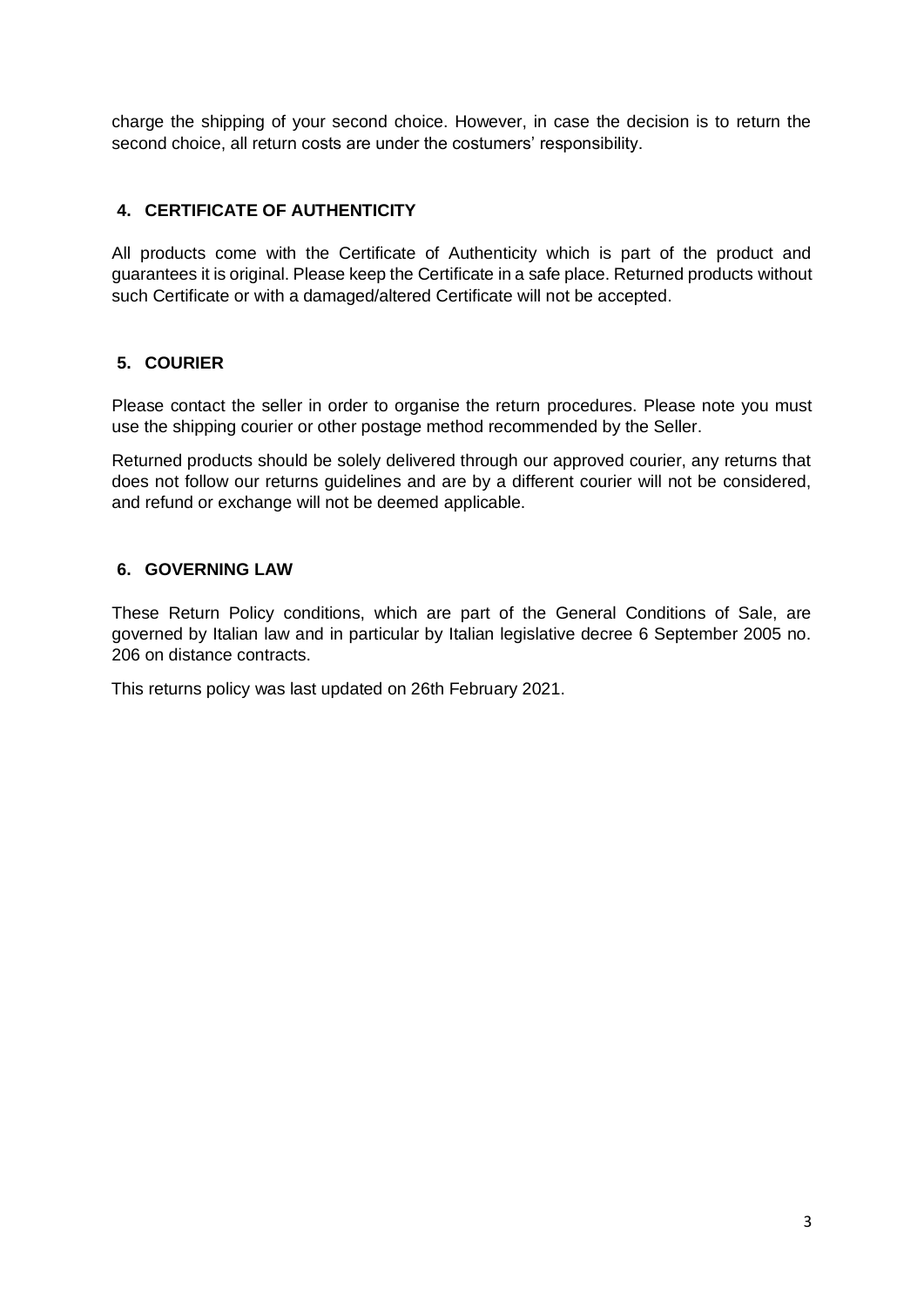charge the shipping of your second choice. However, in case the decision is to return the second choice, all return costs are under the costumers' responsibility.

## 4. CERTIFICATE OF AUTHENTICITY

All products come with the Certificate of Authenticity which is part of the product and guarantees it is original. Please keep the Certificate in a safe place. Returned products without such Certificate or with a damaged/altered Certificate will not be accepted.

## 5. COURIER

Please contact the seller in order to organise the return procedures. Please note you must use the shipping courier or other postage method recommended by the Seller.

Returned products should be solely delivered through our approved courier, any returns that does not follow our returns guidelines and are by a different courier will not be considered, and refund or exchange will not be deemed applicable.

## 6. GOVERNING LAW

These Return Policy conditions, which are part of the General Conditions of Sale, are governed by Italian law and in particular by Italian legislative decree 6 September 2005 no. 206 on distance contracts.

This returns policy was last updated on 26th February 2021.